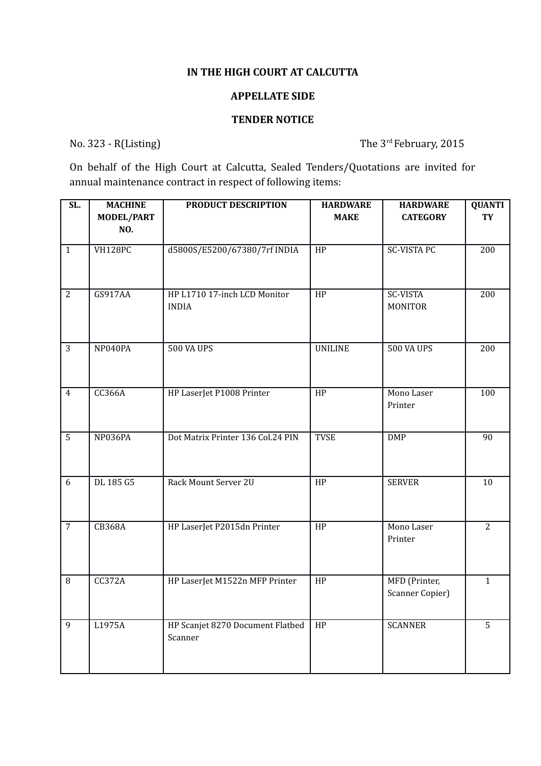**IN THE HIGH COURT AT CALCUTTA**

**APPELLATE SIDE**

**TENDER NOTICE**

No. 323 - R(Listing) The 3rd February, 2015

On behalf of the High Court at Calcutta, Sealed Tenders/Quotations are invited for annual maintenance contract in respect of following items:

| SL. | MACHINE MODEL/PART NO. | PRODUCT DESCRIPTION | HARDWARE MAKE | HARDWARE CATEGORY | QUANTITY |
|---|---|---|---|---|---|
| 1 | VH128PC | d5800S/E5200/67380/7rf INDIA | HP | SC-VISTA PC | 200 |
| 2 | GS917AA | HP L1710 17-inch LCD Monitor INDIA | HP | SC-VISTA MONITOR | 200 |
| 3 | NP040PA | 500 VA UPS | UNILINE | 500 VA UPS | 200 |
| 4 | CC366A | HP LaserJet P1008 Printer | HP | Mono Laser Printer | 100 |
| 5 | NP036PA | Dot Matrix Printer 136 Col.24 PIN | TVSE | DMP | 90 |
| 6 | DL 185 G5 | Rack Mount Server 2U | HP | SERVER | 10 |
| 7 | CB368A | HP LaserJet P2015dn Printer | HP | Mono Laser Printer | 2 |
| 8 | CC372A | HP LaserJet M1522n MFP Printer | HP | MFD (Printer, Scanner Copier) | 1 |
| 9 | L1975A | HP Scanjet 8270 Document Flatbed Scanner | HP | SCANNER | 5 |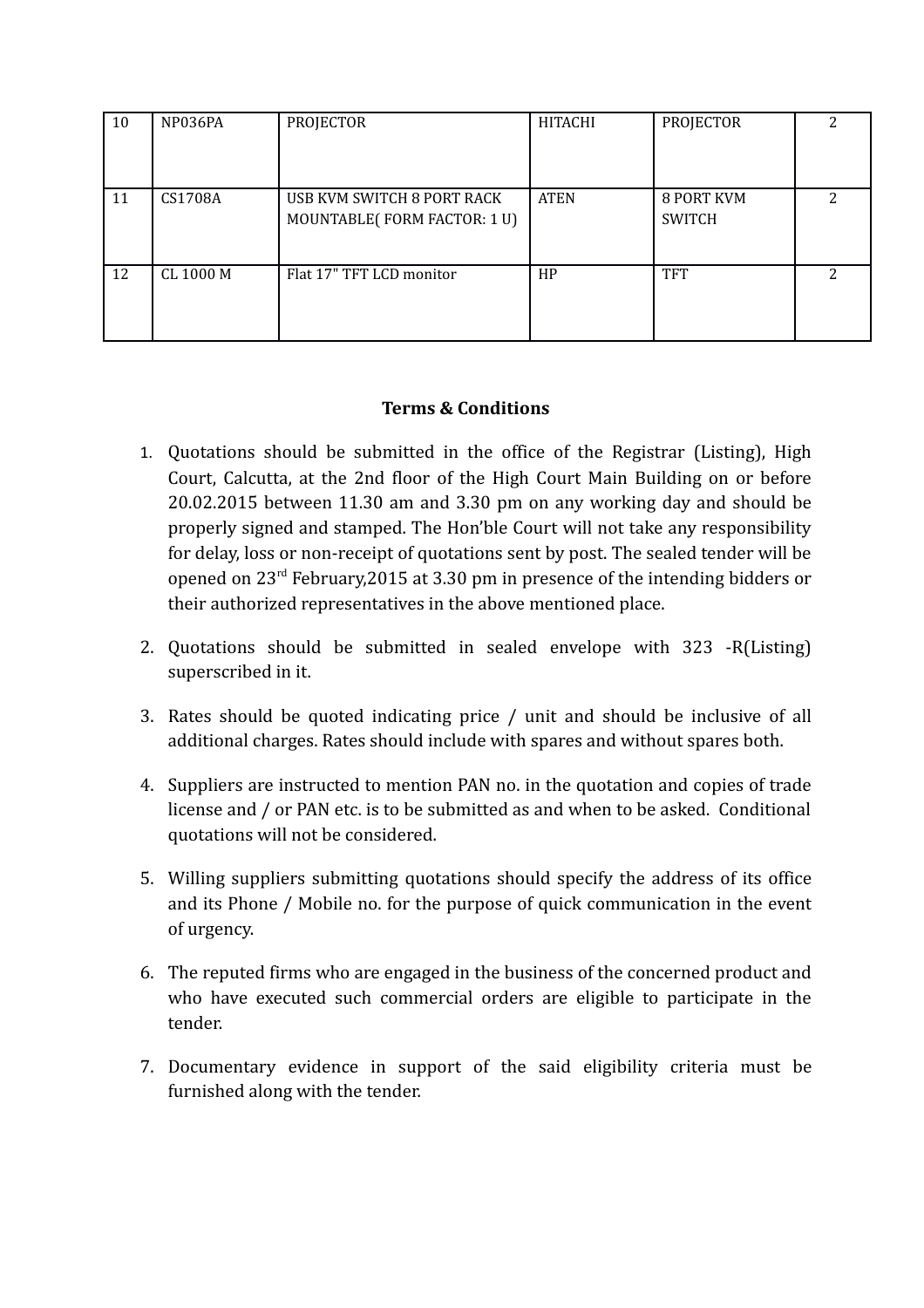| | | | | | |
|---|---|---|---|---|---|
| 10 | NP036PA | PROJECTOR | HITACHI | PROJECTOR | 2 |
| 11 | CS1708A | USB KVM SWITCH 8 PORT RACK MOUNTABLE( FORM FACTOR: 1 U) | ATEN | 8 PORT KVM SWITCH | 2 |
| 12 | CL 1000 M | Flat 17" TFT LCD monitor | HP | TFT | 2 |

## Terms & Conditions

1. Quotations should be submitted in the office of the Registrar (Listing), High Court, Calcutta, at the 2nd floor of the High Court Main Building on or before 20.02.2015 between 11.30 am and 3.30 pm on any working day and should be properly signed and stamped. The Hon'ble Court will not take any responsibility for delay, loss or non-receipt of quotations sent by post. The sealed tender will be opened on 23rd February,2015 at 3.30 pm in presence of the intending bidders or their authorized representatives in the above mentioned place.

2. Quotations should be submitted in sealed envelope with 323 -R(Listing) superscribed in it.

3. Rates should be quoted indicating price / unit and should be inclusive of all additional charges. Rates should include with spares and without spares both.

4. Suppliers are instructed to mention PAN no. in the quotation and copies of trade license and / or PAN etc. is to be submitted as and when to be asked. Conditional quotations will not be considered.

5. Willing suppliers submitting quotations should specify the address of its office and its Phone / Mobile no. for the purpose of quick communication in the event of urgency.

6. The reputed firms who are engaged in the business of the concerned product and who have executed such commercial orders are eligible to participate in the tender.

7. Documentary evidence in support of the said eligibility criteria must be furnished along with the tender.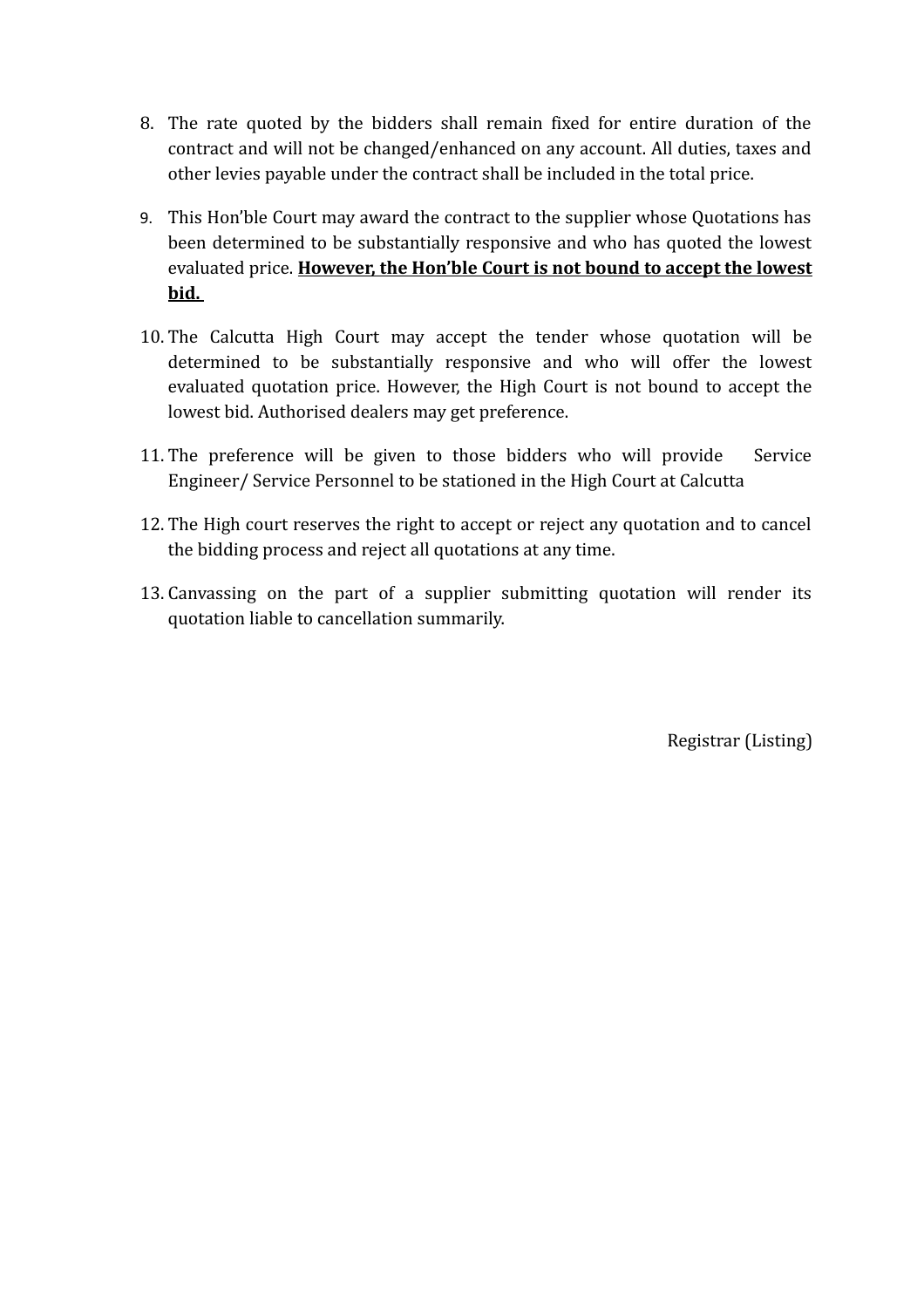8. The rate quoted by the bidders shall remain fixed for entire duration of the contract and will not be changed/enhanced on any account. All duties, taxes and other levies payable under the contract shall be included in the total price.

9. This Hon'ble Court may award the contract to the supplier whose Quotations has been determined to be substantially responsive and who has quoted the lowest evaluated price. **<u>However, the Hon'ble Court is not bound to accept the lowest bid.</u>**

10. The Calcutta High Court may accept the tender whose quotation will be determined to be substantially responsive and who will offer the lowest evaluated quotation price. However, the High Court is not bound to accept the lowest bid. Authorised dealers may get preference.

11. The preference will be given to those bidders who will provide Service Engineer/ Service Personnel to be stationed in the High Court at Calcutta

12. The High court reserves the right to accept or reject any quotation and to cancel the bidding process and reject all quotations at any time.

13. Canvassing on the part of a supplier submitting quotation will render its quotation liable to cancellation summarily.

Registrar (Listing)